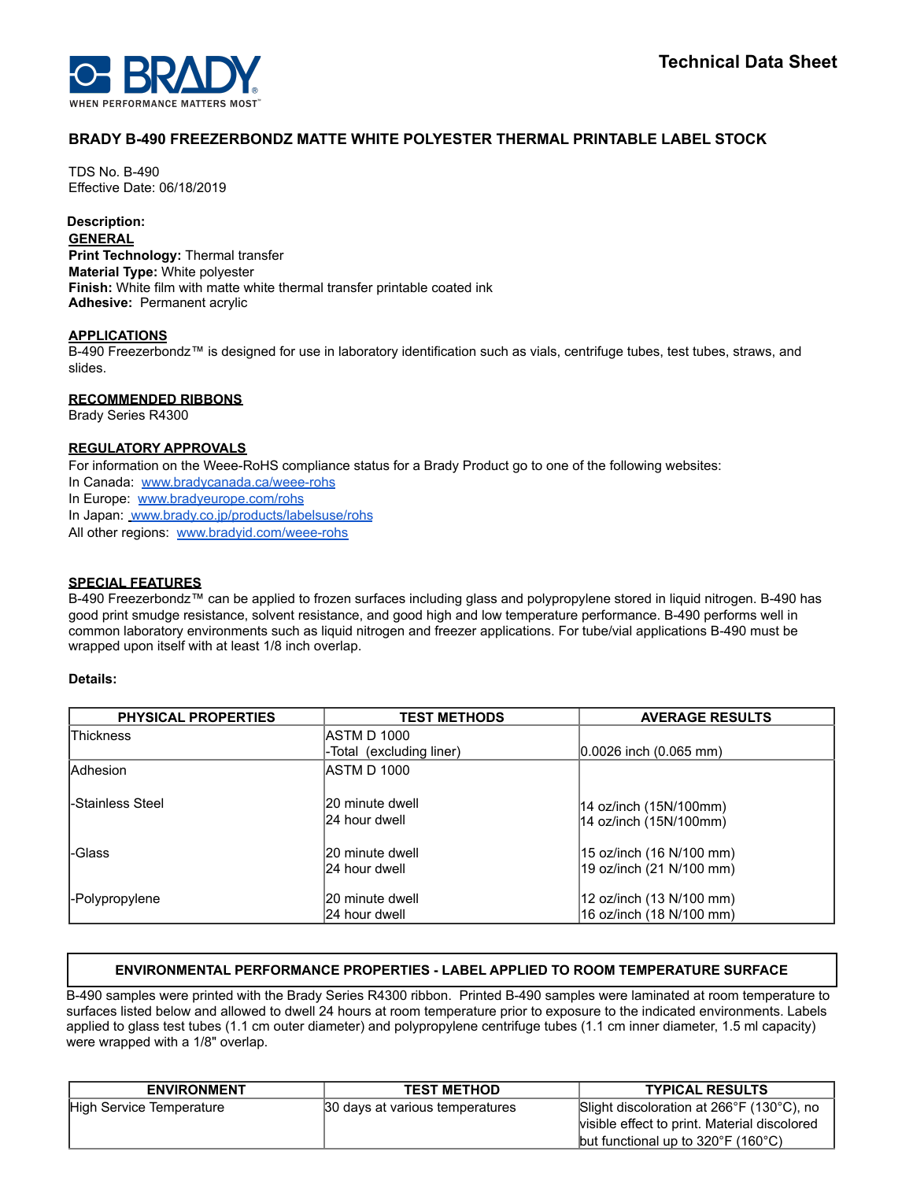Technical Data Sheet

# BRADY B-490 FREEZERBONDZ MATTE WHITE POLYESTER THERMAL PRINTABLE LABEL STOCK

TDS No. B-490
Effective Date: 06/18/2019

**Description:**

## GENERAL

**Print Technology:** Thermal transfer
**Material Type:** White polyester
**Finish:** White film with matte white thermal transfer printable coated ink
**Adhesive:** Permanent acrylic

## APPLICATIONS

B-490 Freezerbondz™ is designed for use in laboratory identification such as vials, centrifuge tubes, test tubes, straws, and slides.

## RECOMMENDED RIBBONS

Brady Series R4300

## REGULATORY APPROVALS

For information on the Weee-RoHS compliance status for a Brady Product go to one of the following websites:
In Canada: www.bradycanada.ca/weee-rohs
In Europe: www.bradyeurope.com/rohs
In Japan: www.brady.co.jp/products/labelsuse/rohs
All other regions: www.bradyid.com/weee-rohs

## SPECIAL FEATURES

B-490 Freezerbondz™ can be applied to frozen surfaces including glass and polypropylene stored in liquid nitrogen. B-490 has good print smudge resistance, solvent resistance, and good high and low temperature performance. B-490 performs well in common laboratory environments such as liquid nitrogen and freezer applications. For tube/vial applications B-490 must be wrapped upon itself with at least 1/8 inch overlap.

**Details:**

| PHYSICAL PROPERTIES | TEST METHODS | AVERAGE RESULTS |
|---|---|---|
| Thickness | ASTM D 1000<br>-Total (excluding liner) | 0.0026 inch (0.065 mm) |
| Adhesion | ASTM D 1000 | |
| -Stainless Steel | 20 minute dwell<br>24 hour dwell | 14 oz/inch (15N/100mm)<br>14 oz/inch (15N/100mm) |
| -Glass | 20 minute dwell<br>24 hour dwell | 15 oz/inch (16 N/100 mm)<br>19 oz/inch (21 N/100 mm) |
| -Polypropylene | 20 minute dwell<br>24 hour dwell | 12 oz/inch (13 N/100 mm)<br>16 oz/inch (18 N/100 mm) |

## ENVIRONMENTAL PERFORMANCE PROPERTIES - LABEL APPLIED TO ROOM TEMPERATURE SURFACE

B-490 samples were printed with the Brady Series R4300 ribbon. Printed B-490 samples were laminated at room temperature to surfaces listed below and allowed to dwell 24 hours at room temperature prior to exposure to the indicated environments. Labels applied to glass test tubes (1.1 cm outer diameter) and polypropylene centrifuge tubes (1.1 cm inner diameter, 1.5 ml capacity) were wrapped with a 1/8" overlap.

| ENVIRONMENT | TEST METHOD | TYPICAL RESULTS |
|---|---|---|
| High Service Temperature | 30 days at various temperatures | Slight discoloration at 266°F (130°C), no visible effect to print. Material discolored but functional up to 320°F (160°C) |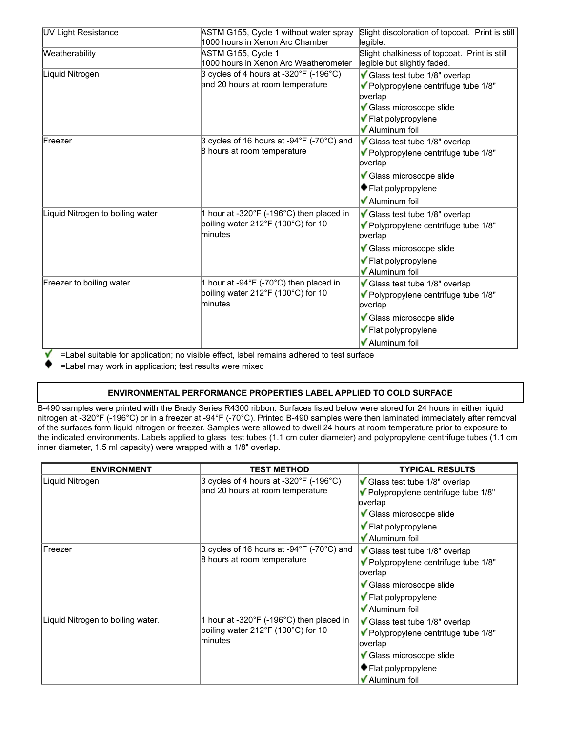| | | |
|---|---|---|
| UV Light Resistance | ASTM G155, Cycle 1 without water spray 1000 hours in Xenon Arc Chamber | Slight discoloration of topcoat. Print is still legible. |
| Weatherability | ASTM G155, Cycle 1 1000 hours in Xenon Arc Weatherometer | Slight chalkiness of topcoat. Print is still legible but slightly faded. |
| Liquid Nitrogen | 3 cycles of 4 hours at -320°F (-196°C) and 20 hours at room temperature | ✔ Glass test tube 1/8" overlap<br>✔ Polypropylene centrifuge tube 1/8" overlap<br>✔ Glass microscope slide<br>✔ Flat polypropylene<br>✔ Aluminum foil |
| Freezer | 3 cycles of 16 hours at -94°F (-70°C) and 8 hours at room temperature | ✔ Glass test tube 1/8" overlap<br>✔ Polypropylene centrifuge tube 1/8" overlap<br>✔ Glass microscope slide<br>◆ Flat polypropylene<br>✔ Aluminum foil |
| Liquid Nitrogen to boiling water | 1 hour at -320°F (-196°C) then placed in boiling water 212°F (100°C) for 10 minutes | ✔ Glass test tube 1/8" overlap<br>✔ Polypropylene centrifuge tube 1/8" overlap<br>✔ Glass microscope slide<br>✔ Flat polypropylene<br>✔ Aluminum foil |
| Freezer to boiling water | 1 hour at -94°F (-70°C) then placed in boiling water 212°F (100°C) for 10 minutes | ✔ Glass test tube 1/8" overlap<br>✔ Polypropylene centrifuge tube 1/8" overlap<br>✔ Glass microscope slide<br>✔ Flat polypropylene<br>✔ Aluminum foil |

✔ =Label suitable for application; no visible effect, label remains adhered to test surface

◆ =Label may work in application; test results were mixed

## ENVIRONMENTAL PERFORMANCE PROPERTIES LABEL APPLIED TO COLD SURFACE

B-490 samples were printed with the Brady Series R4300 ribbon. Surfaces listed below were stored for 24 hours in either liquid nitrogen at -320°F (-196°C) or in a freezer at -94°F (-70°C). Printed B-490 samples were then laminated immediately after removal of the surfaces form liquid nitrogen or freezer. Samples were allowed to dwell 24 hours at room temperature prior to exposure to the indicated environments. Labels applied to glass test tubes (1.1 cm outer diameter) and polypropylene centrifuge tubes (1.1 cm inner diameter, 1.5 ml capacity) were wrapped with a 1/8" overlap.

| ENVIRONMENT | TEST METHOD | TYPICAL RESULTS |
|---|---|---|
| Liquid Nitrogen | 3 cycles of 4 hours at -320°F (-196°C) and 20 hours at room temperature | ✔ Glass test tube 1/8" overlap<br>✔ Polypropylene centrifuge tube 1/8" overlap<br>✔ Glass microscope slide<br>✔ Flat polypropylene<br>✔ Aluminum foil |
| Freezer | 3 cycles of 16 hours at -94°F (-70°C) and 8 hours at room temperature | ✔ Glass test tube 1/8" overlap<br>✔ Polypropylene centrifuge tube 1/8" overlap<br>✔ Glass microscope slide<br>✔ Flat polypropylene<br>✔ Aluminum foil |
| Liquid Nitrogen to boiling water. | 1 hour at -320°F (-196°C) then placed in boiling water 212°F (100°C) for 10 minutes | ✔ Glass test tube 1/8" overlap<br>✔ Polypropylene centrifuge tube 1/8" overlap<br>✔ Glass microscope slide<br>◆ Flat polypropylene<br>✔ Aluminum foil |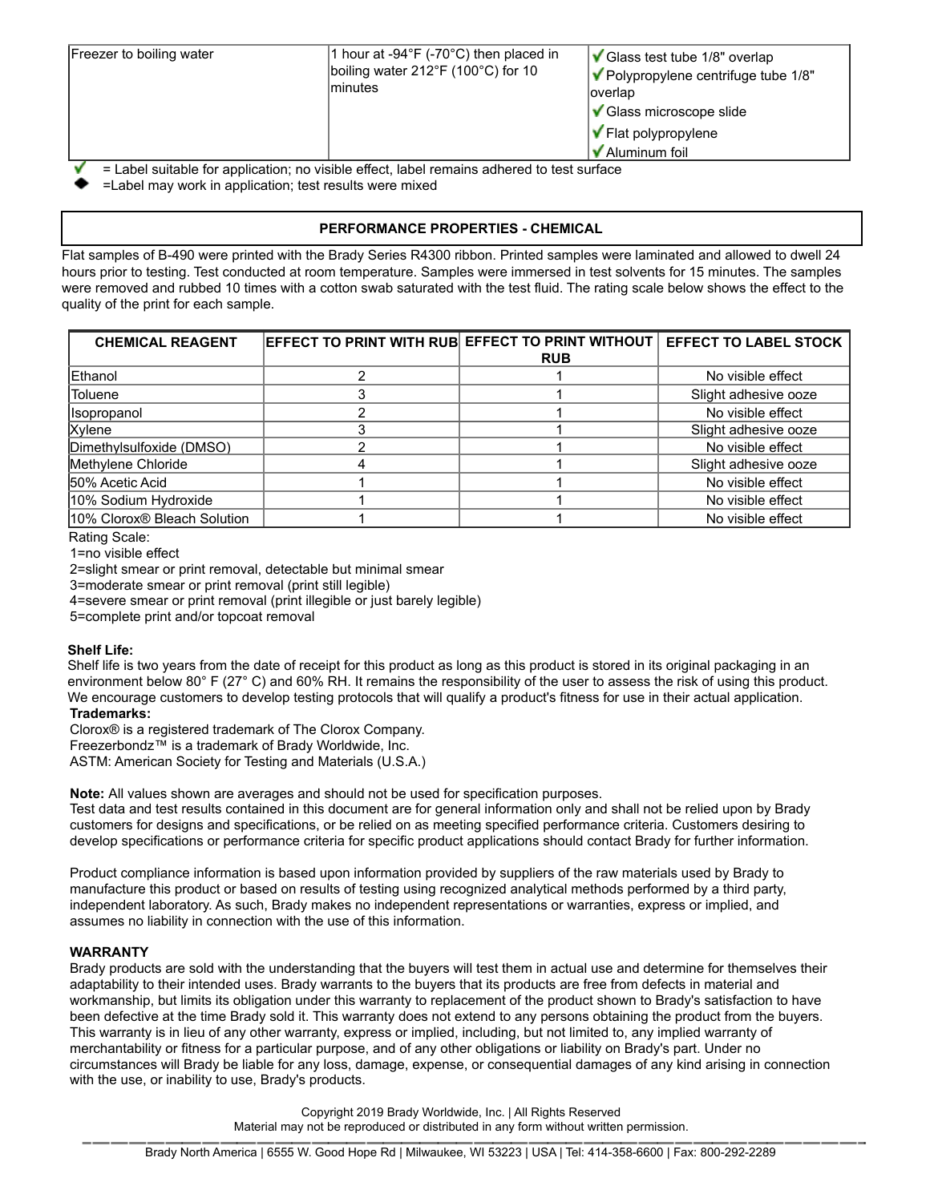| | | |
|---|---|---|
| Freezer to boiling water | 1 hour at -94°F (-70°C) then placed in boiling water 212°F (100°C) for 10 minutes | ✔Glass test tube 1/8" overlap<br>✔Polypropylene centrifuge tube 1/8" overlap<br>✔Glass microscope slide<br>✔Flat polypropylene<br>✔Aluminum foil |

✔ = Label suitable for application; no visible effect, label remains adhered to test surface

◆ =Label may work in application; test results were mixed

## PERFORMANCE PROPERTIES - CHEMICAL

Flat samples of B-490 were printed with the Brady Series R4300 ribbon. Printed samples were laminated and allowed to dwell 24 hours prior to testing. Test conducted at room temperature. Samples were immersed in test solvents for 15 minutes. The samples were removed and rubbed 10 times with a cotton swab saturated with the test fluid. The rating scale below shows the effect to the quality of the print for each sample.

| CHEMICAL REAGENT | EFFECT TO PRINT WITH RUB | EFFECT TO PRINT WITHOUT RUB | EFFECT TO LABEL STOCK |
|---|---|---|---|
| Ethanol | 2 | 1 | No visible effect |
| Toluene | 3 | 1 | Slight adhesive ooze |
| Isopropanol | 2 | 1 | No visible effect |
| Xylene | 3 | 1 | Slight adhesive ooze |
| Dimethylsulfoxide (DMSO) | 2 | 1 | No visible effect |
| Methylene Chloride | 4 | 1 | Slight adhesive ooze |
| 50% Acetic Acid | 1 | 1 | No visible effect |
| 10% Sodium Hydroxide | 1 | 1 | No visible effect |
| 10% Clorox® Bleach Solution | 1 | 1 | No visible effect |

Rating Scale:

1=no visible effect

2=slight smear or print removal, detectable but minimal smear

3=moderate smear or print removal (print still legible)

4=severe smear or print removal (print illegible or just barely legible)

5=complete print and/or topcoat removal

**Shelf Life:**

Shelf life is two years from the date of receipt for this product as long as this product is stored in its original packaging in an environment below 80° F (27° C) and 60% RH. It remains the responsibility of the user to assess the risk of using this product. We encourage customers to develop testing protocols that will qualify a product's fitness for use in their actual application.

**Trademarks:**

Clorox® is a registered trademark of The Clorox Company.

Freezerbondz™ is a trademark of Brady Worldwide, Inc.

ASTM: American Society for Testing and Materials (U.S.A.)

**Note:** All values shown are averages and should not be used for specification purposes.

Test data and test results contained in this document are for general information only and shall not be relied upon by Brady customers for designs and specifications, or be relied on as meeting specified performance criteria. Customers desiring to develop specifications or performance criteria for specific product applications should contact Brady for further information.

Product compliance information is based upon information provided by suppliers of the raw materials used by Brady to manufacture this product or based on results of testing using recognized analytical methods performed by a third party, independent laboratory. As such, Brady makes no independent representations or warranties, express or implied, and assumes no liability in connection with the use of this information.

**WARRANTY**

Brady products are sold with the understanding that the buyers will test them in actual use and determine for themselves their adaptability to their intended uses. Brady warrants to the buyers that its products are free from defects in material and workmanship, but limits its obligation under this warranty to replacement of the product shown to Brady's satisfaction to have been defective at the time Brady sold it. This warranty does not extend to any persons obtaining the product from the buyers. This warranty is in lieu of any other warranty, express or implied, including, but not limited to, any implied warranty of merchantability or fitness for a particular purpose, and of any other obligations or liability on Brady's part. Under no circumstances will Brady be liable for any loss, damage, expense, or consequential damages of any kind arising in connection with the use, or inability to use, Brady's products.

Copyright 2019 Brady Worldwide, Inc. | All Rights Reserved
Material may not be reproduced or distributed in any form without written permission.

Brady North America | 6555 W. Good Hope Rd | Milwaukee, WI 53223 | USA | Tel: 414-358-6600 | Fax: 800-292-2289